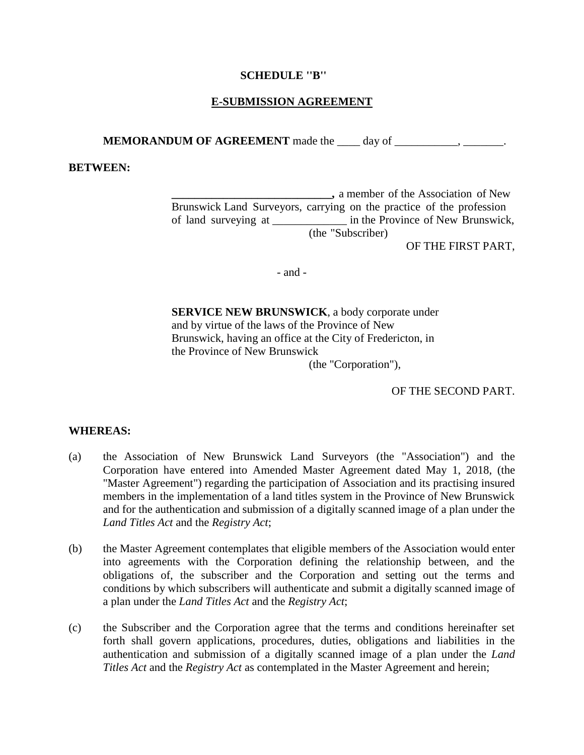**SCHEDULE "B"**

**E-SUBMISSION AGREEMENT**

**MEMORANDUM OF AGREEMENT** made the ____ day of ___________, _______.

**BETWEEN:**

**____________________________,** a member of the Association of New Brunswick Land Surveyors, carrying on the practice of the profession of land surveying at _____________ in the Province of New Brunswick, (the "Subscriber)

OF THE FIRST PART,

- and -

**SERVICE NEW BRUNSWICK**, a body corporate under and by virtue of the laws of the Province of New Brunswick, having an office at the City of Fredericton, in the Province of New Brunswick (the "Corporation"),

OF THE SECOND PART.

**WHEREAS:**

(a) the Association of New Brunswick Land Surveyors (the "Association") and the Corporation have entered into Amended Master Agreement dated May 1, 2018, (the "Master Agreement") regarding the participation of Association and its practising insured members in the implementation of a land titles system in the Province of New Brunswick and for the authentication and submission of a digitally scanned image of a plan under the *Land Titles Act* and the *Registry Act*;

(b) the Master Agreement contemplates that eligible members of the Association would enter into agreements with the Corporation defining the relationship between, and the obligations of, the subscriber and the Corporation and setting out the terms and conditions by which subscribers will authenticate and submit a digitally scanned image of a plan under the *Land Titles Act* and the *Registry Act*;

(c) the Subscriber and the Corporation agree that the terms and conditions hereinafter set forth shall govern applications, procedures, duties, obligations and liabilities in the authentication and submission of a digitally scanned image of a plan under the *Land Titles Act* and the *Registry Act* as contemplated in the Master Agreement and herein;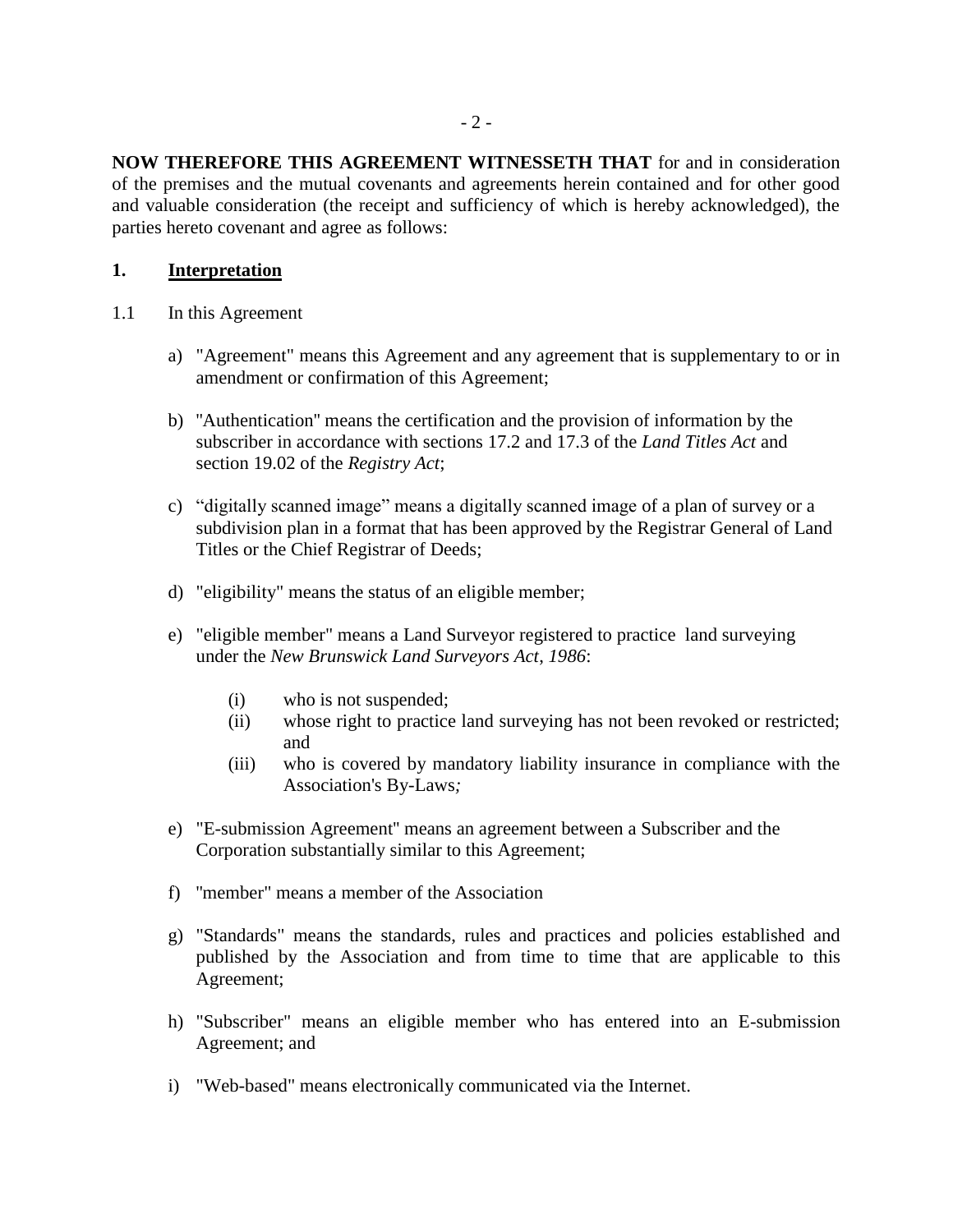**NOW THEREFORE THIS AGREEMENT WITNESSETH THAT** for and in consideration of the premises and the mutual covenants and agreements herein contained and for other good and valuable consideration (the receipt and sufficiency of which is hereby acknowledged), the parties hereto covenant and agree as follows:

## 1. Interpretation

1.1 In this Agreement

a) "Agreement" means this Agreement and any agreement that is supplementary to or in amendment or confirmation of this Agreement;

b) "Authentication" means the certification and the provision of information by the subscriber in accordance with sections 17.2 and 17.3 of the *Land Titles Act* and section 19.02 of the *Registry Act*;

c) "digitally scanned image" means a digitally scanned image of a plan of survey or a subdivision plan in a format that has been approved by the Registrar General of Land Titles or the Chief Registrar of Deeds;

d) "eligibility" means the status of an eligible member;

e) "eligible member" means a Land Surveyor registered to practice land surveying under the *New Brunswick Land Surveyors Act, 1986*:

   (i) who is not suspended;
   (ii) whose right to practice land surveying has not been revoked or restricted; and
   (iii) who is covered by mandatory liability insurance in compliance with the Association's By-Laws*;*

e) "E-submission Agreement" means an agreement between a Subscriber and the Corporation substantially similar to this Agreement;

f) "member" means a member of the Association

g) "Standards" means the standards, rules and practices and policies established and published by the Association and from time to time that are applicable to this Agreement;

h) "Subscriber" means an eligible member who has entered into an E-submission Agreement; and

i) "Web-based" means electronically communicated via the Internet.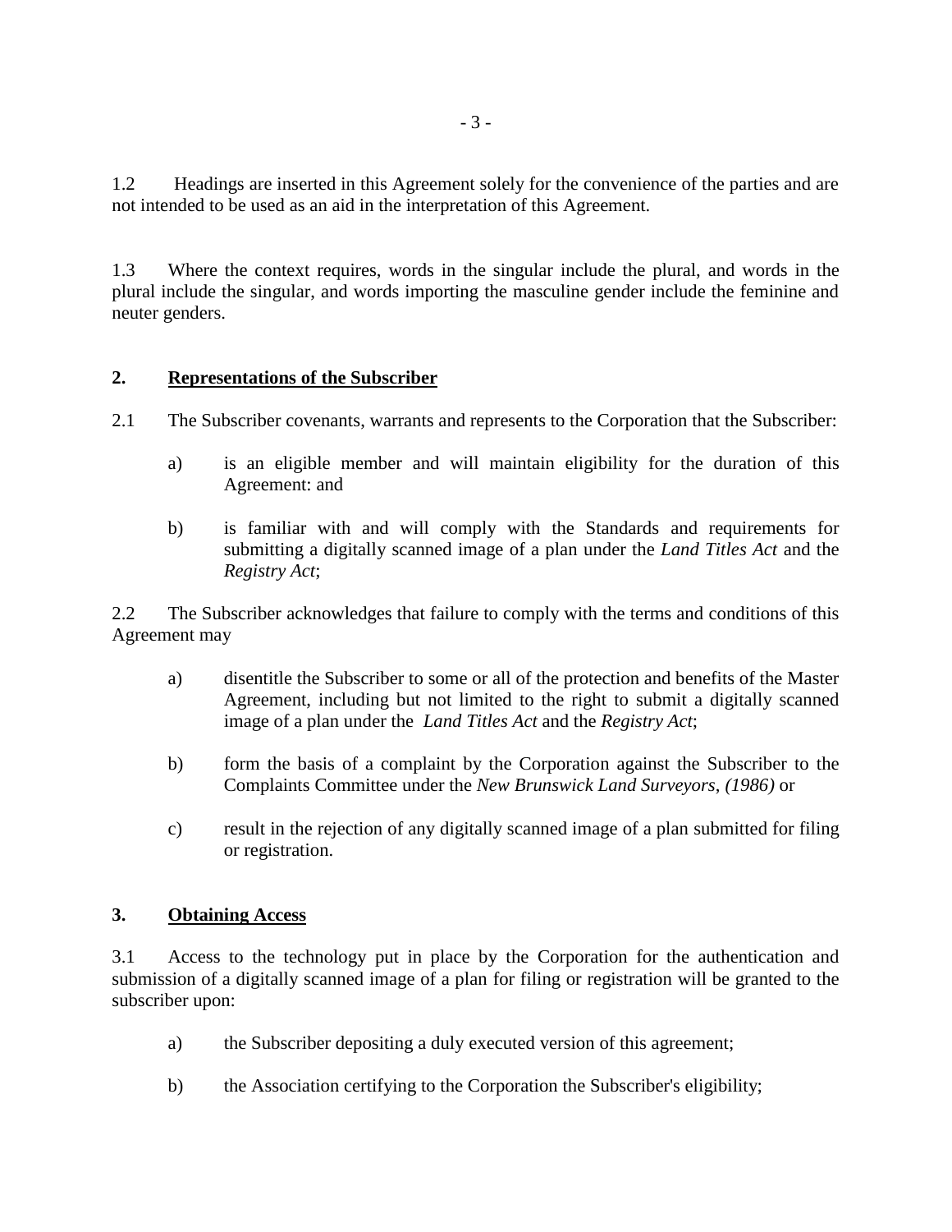1.2 Headings are inserted in this Agreement solely for the convenience of the parties and are not intended to be used as an aid in the interpretation of this Agreement.

1.3 Where the context requires, words in the singular include the plural, and words in the plural include the singular, and words importing the masculine gender include the feminine and neuter genders.

## 2. <u>Representations of the Subscriber</u>

2.1 The Subscriber covenants, warrants and represents to the Corporation that the Subscriber:

a) is an eligible member and will maintain eligibility for the duration of this Agreement: and

b) is familiar with and will comply with the Standards and requirements for submitting a digitally scanned image of a plan under the *Land Titles Act* and the *Registry Act*;

2.2 The Subscriber acknowledges that failure to comply with the terms and conditions of this Agreement may

a) disentitle the Subscriber to some or all of the protection and benefits of the Master Agreement, including but not limited to the right to submit a digitally scanned image of a plan under the *Land Titles Act* and the *Registry Act*;

b) form the basis of a complaint by the Corporation against the Subscriber to the Complaints Committee under the *New Brunswick Land Surveyors*, *(1986)* or

c) result in the rejection of any digitally scanned image of a plan submitted for filing or registration.

## 3. <u>Obtaining Access</u>

3.1 Access to the technology put in place by the Corporation for the authentication and submission of a digitally scanned image of a plan for filing or registration will be granted to the subscriber upon:

a) the Subscriber depositing a duly executed version of this agreement;

b) the Association certifying to the Corporation the Subscriber's eligibility;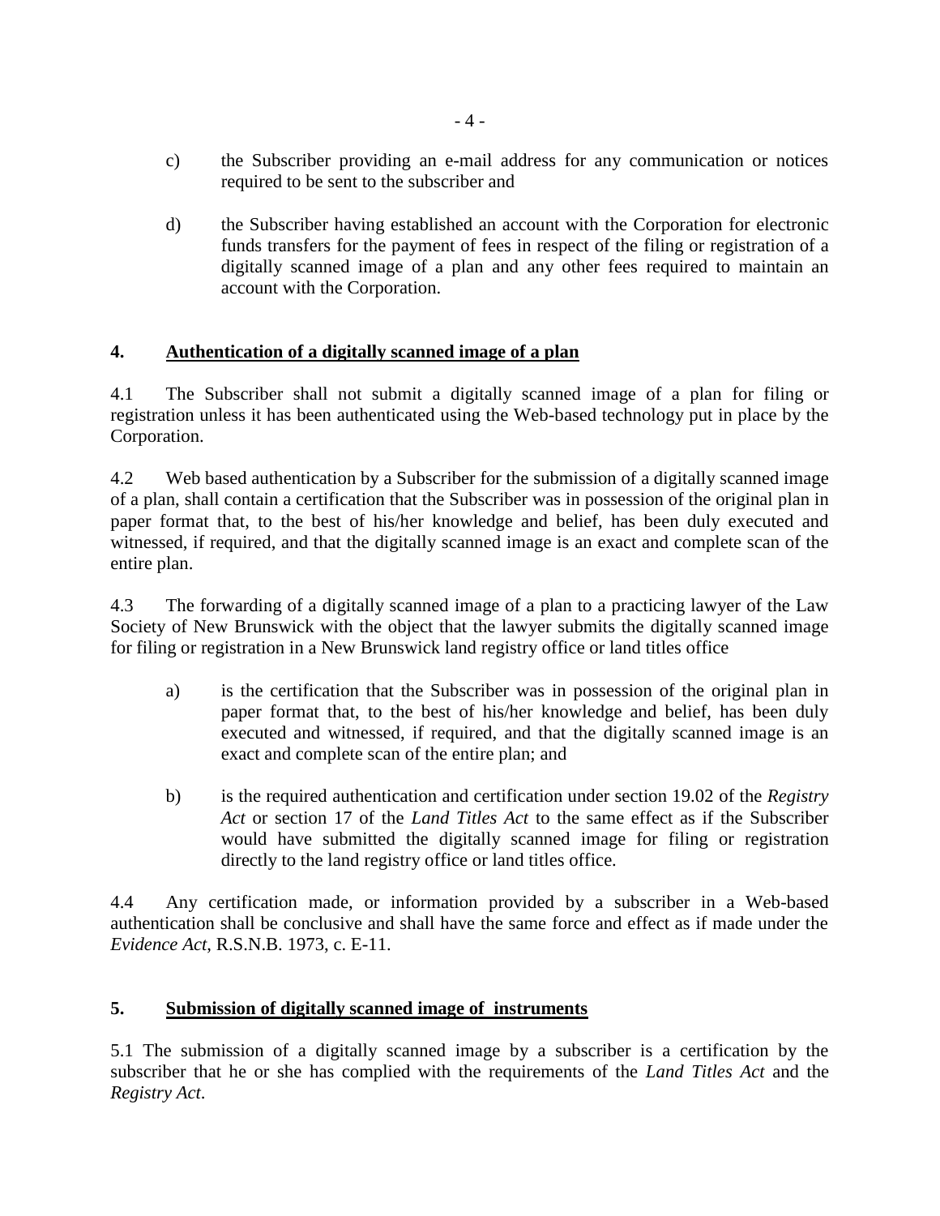c) the Subscriber providing an e-mail address for any communication or notices required to be sent to the subscriber and

d) the Subscriber having established an account with the Corporation for electronic funds transfers for the payment of fees in respect of the filing or registration of a digitally scanned image of a plan and any other fees required to maintain an account with the Corporation.

## 4. Authentication of a digitally scanned image of a plan

4.1 The Subscriber shall not submit a digitally scanned image of a plan for filing or registration unless it has been authenticated using the Web-based technology put in place by the Corporation.

4.2 Web based authentication by a Subscriber for the submission of a digitally scanned image of a plan, shall contain a certification that the Subscriber was in possession of the original plan in paper format that, to the best of his/her knowledge and belief, has been duly executed and witnessed, if required, and that the digitally scanned image is an exact and complete scan of the entire plan.

4.3 The forwarding of a digitally scanned image of a plan to a practicing lawyer of the Law Society of New Brunswick with the object that the lawyer submits the digitally scanned image for filing or registration in a New Brunswick land registry office or land titles office

a) is the certification that the Subscriber was in possession of the original plan in paper format that, to the best of his/her knowledge and belief, has been duly executed and witnessed, if required, and that the digitally scanned image is an exact and complete scan of the entire plan; and

b) is the required authentication and certification under section 19.02 of the *Registry Act* or section 17 of the *Land Titles Act* to the same effect as if the Subscriber would have submitted the digitally scanned image for filing or registration directly to the land registry office or land titles office.

4.4 Any certification made, or information provided by a subscriber in a Web-based authentication shall be conclusive and shall have the same force and effect as if made under the *Evidence Act*, R.S.N.B. 1973, c. E-11.

## 5. Submission of digitally scanned image of instruments

5.1 The submission of a digitally scanned image by a subscriber is a certification by the subscriber that he or she has complied with the requirements of the *Land Titles Act* and the *Registry Act*.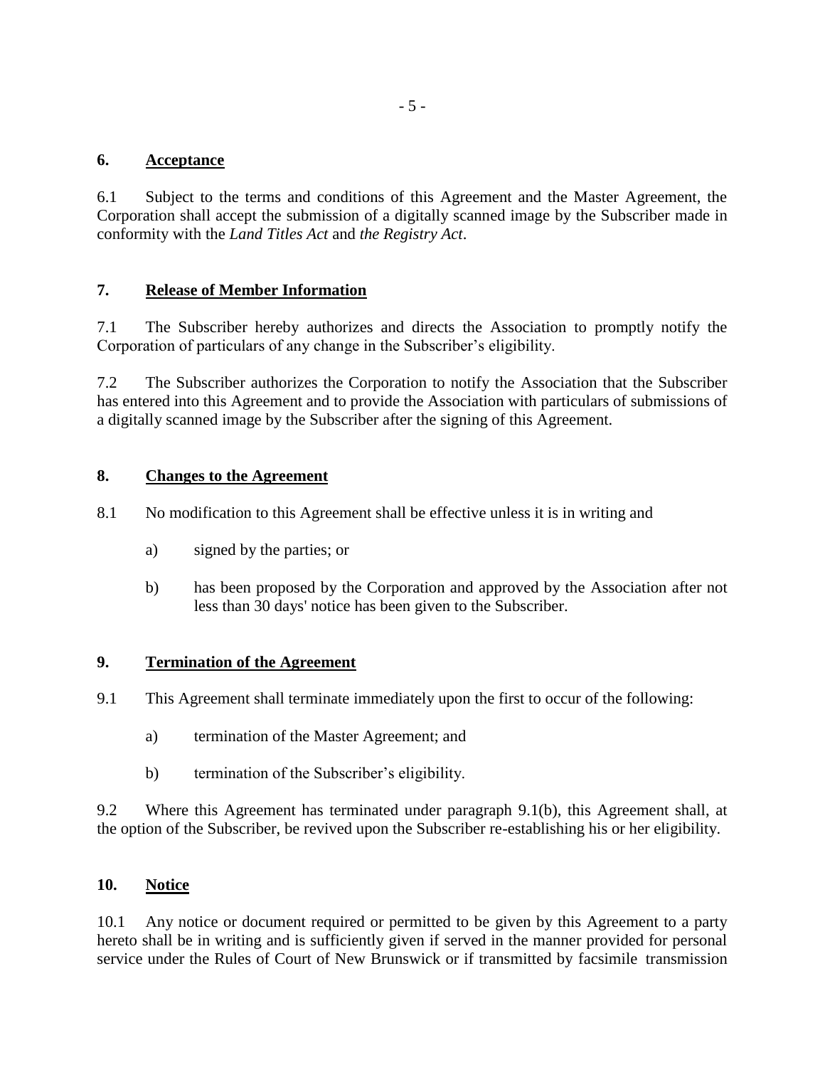## 6. <u>Acceptance</u>

6.1 Subject to the terms and conditions of this Agreement and the Master Agreement, the Corporation shall accept the submission of a digitally scanned image by the Subscriber made in conformity with the *Land Titles Act* and *the Registry Act*.

## 7. <u>Release of Member Information</u>

7.1 The Subscriber hereby authorizes and directs the Association to promptly notify the Corporation of particulars of any change in the Subscriber's eligibility.

7.2 The Subscriber authorizes the Corporation to notify the Association that the Subscriber has entered into this Agreement and to provide the Association with particulars of submissions of a digitally scanned image by the Subscriber after the signing of this Agreement.

## 8. <u>Changes to the Agreement</u>

8.1 No modification to this Agreement shall be effective unless it is in writing and

- a) signed by the parties; or
- b) has been proposed by the Corporation and approved by the Association after not less than 30 days' notice has been given to the Subscriber.

## 9. <u>Termination of the Agreement</u>

9.1 This Agreement shall terminate immediately upon the first to occur of the following:

- a) termination of the Master Agreement; and
- b) termination of the Subscriber's eligibility.

9.2 Where this Agreement has terminated under paragraph 9.1(b), this Agreement shall, at the option of the Subscriber, be revived upon the Subscriber re-establishing his or her eligibility.

## 10. <u>Notice</u>

10.1 Any notice or document required or permitted to be given by this Agreement to a party hereto shall be in writing and is sufficiently given if served in the manner provided for personal service under the Rules of Court of New Brunswick or if transmitted by facsimile transmission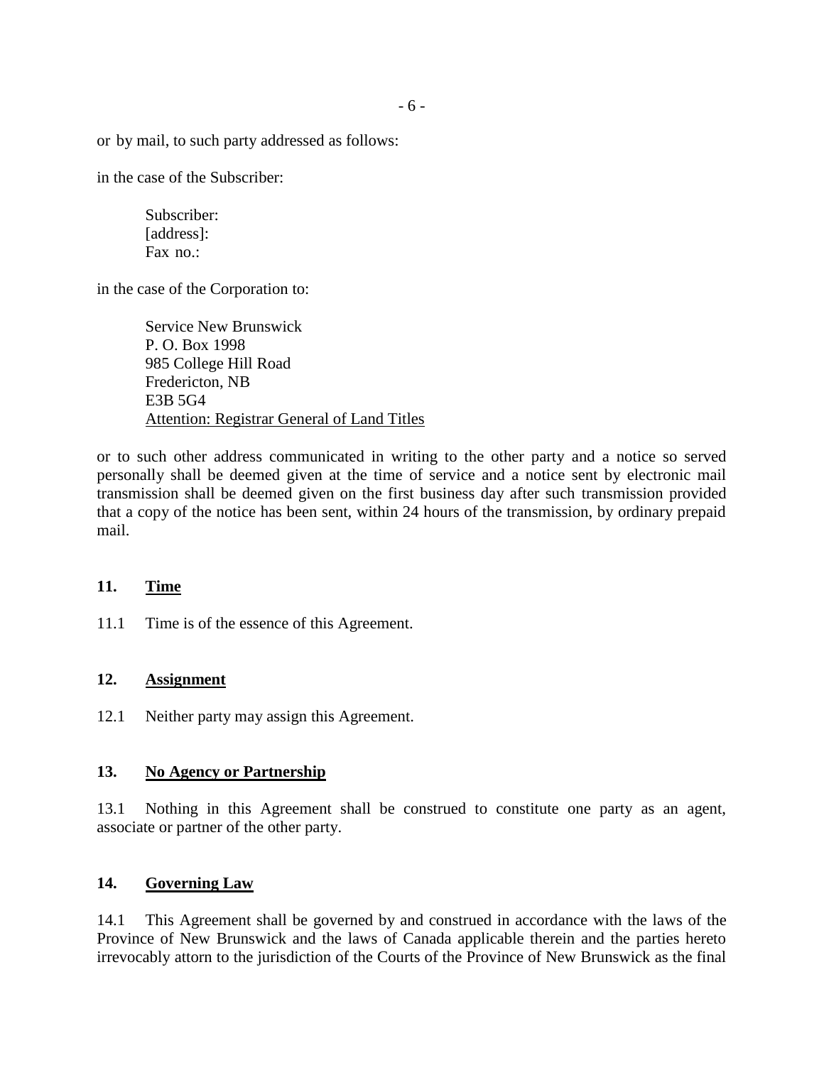or by mail, to such party addressed as follows:

in the case of the Subscriber:

> Subscriber:
> [address]:
> Fax no.:

in the case of the Corporation to:

> Service New Brunswick
> P. O. Box 1998
> 985 College Hill Road
> Fredericton, NB
> E3B 5G4
> Attention: Registrar General of Land Titles

or to such other address communicated in writing to the other party and a notice so served personally shall be deemed given at the time of service and a notice sent by electronic mail transmission shall be deemed given on the first business day after such transmission provided that a copy of the notice has been sent, within 24 hours of the transmission, by ordinary prepaid mail.

## 11. Time

11.1 Time is of the essence of this Agreement.

## 12. Assignment

12.1 Neither party may assign this Agreement.

## 13. No Agency or Partnership

13.1 Nothing in this Agreement shall be construed to constitute one party as an agent, associate or partner of the other party.

## 14. Governing Law

14.1 This Agreement shall be governed by and construed in accordance with the laws of the Province of New Brunswick and the laws of Canada applicable therein and the parties hereto irrevocably attorn to the jurisdiction of the Courts of the Province of New Brunswick as the final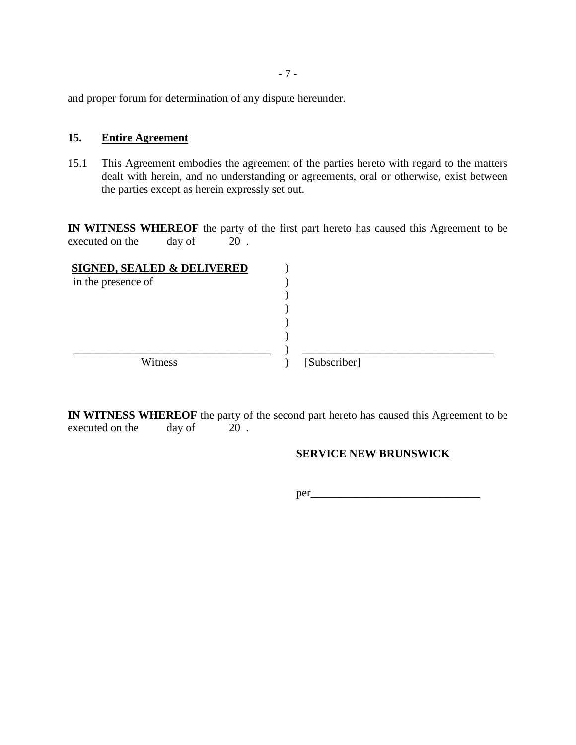and proper forum for determination of any dispute hereunder.

## 15. Entire Agreement

15.1 This Agreement embodies the agreement of the parties hereto with regard to the matters dealt with herein, and no understanding or agreements, oral or otherwise, exist between the parties except as herein expressly set out.

**IN WITNESS WHEREOF** the party of the first part hereto has caused this Agreement to be executed on the day of 20 .

| | | |
|---|---|---|
| **SIGNED, SEALED & DELIVERED** in the presence of | ) | |
| | ) | |
| \_\_\_\_\_\_\_\_\_\_\_\_\_\_\_\_\_\_\_\_\_\_\_\_\_\_\_\_\_\_\_\_\_\_\_ | ) | \_\_\_\_\_\_\_\_\_\_\_\_\_\_\_\_\_\_\_\_\_\_\_\_\_\_\_\_\_\_\_\_\_\_\_ |
| Witness | ) | [Subscriber] |

**IN WITNESS WHEREOF** the party of the second part hereto has caused this Agreement to be executed on the day of 20 .

**SERVICE NEW BRUNSWICK**

per\_\_\_\_\_\_\_\_\_\_\_\_\_\_\_\_\_\_\_\_\_\_\_\_\_\_\_\_\_\_